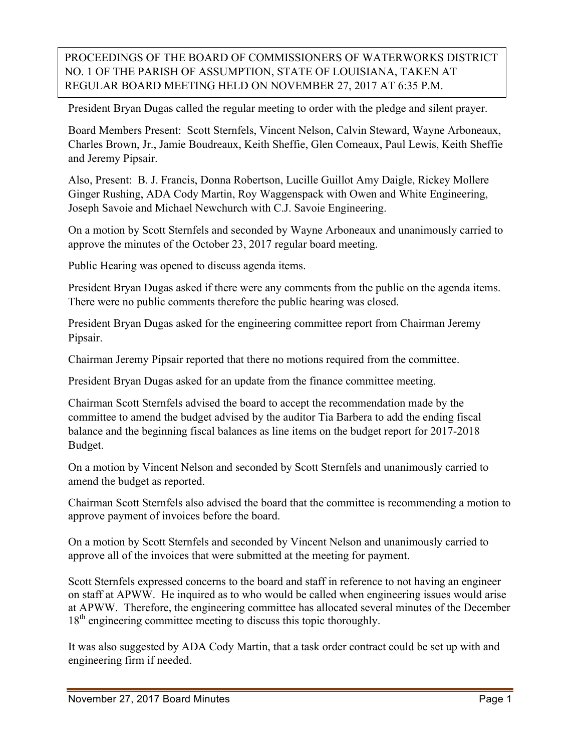PROCEEDINGS OF THE BOARD OF COMMISSIONERS OF WATERWORKS DISTRICT NO. 1 OF THE PARISH OF ASSUMPTION, STATE OF LOUISIANA, TAKEN AT REGULAR BOARD MEETING HELD ON NOVEMBER 27, 2017 AT 6:35 P.M.

President Bryan Dugas called the regular meeting to order with the pledge and silent prayer.

Board Members Present: Scott Sternfels, Vincent Nelson, Calvin Steward, Wayne Arboneaux, Charles Brown, Jr., Jamie Boudreaux, Keith Sheffie, Glen Comeaux, Paul Lewis, Keith Sheffie and Jeremy Pipsair.

Also, Present: B. J. Francis, Donna Robertson, Lucille Guillot Amy Daigle, Rickey Mollere Ginger Rushing, ADA Cody Martin, Roy Waggenspack with Owen and White Engineering, Joseph Savoie and Michael Newchurch with C.J. Savoie Engineering.

On a motion by Scott Sternfels and seconded by Wayne Arboneaux and unanimously carried to approve the minutes of the October 23, 2017 regular board meeting.

Public Hearing was opened to discuss agenda items.

President Bryan Dugas asked if there were any comments from the public on the agenda items. There were no public comments therefore the public hearing was closed.

President Bryan Dugas asked for the engineering committee report from Chairman Jeremy Pipsair.

Chairman Jeremy Pipsair reported that there no motions required from the committee.

President Bryan Dugas asked for an update from the finance committee meeting.

Chairman Scott Sternfels advised the board to accept the recommendation made by the committee to amend the budget advised by the auditor Tia Barbera to add the ending fiscal balance and the beginning fiscal balances as line items on the budget report for 2017-2018 Budget.

On a motion by Vincent Nelson and seconded by Scott Sternfels and unanimously carried to amend the budget as reported.

Chairman Scott Sternfels also advised the board that the committee is recommending a motion to approve payment of invoices before the board.

On a motion by Scott Sternfels and seconded by Vincent Nelson and unanimously carried to approve all of the invoices that were submitted at the meeting for payment.

Scott Sternfels expressed concerns to the board and staff in reference to not having an engineer on staff at APWW. He inquired as to who would be called when engineering issues would arise at APWW. Therefore, the engineering committee has allocated several minutes of the December 18th engineering committee meeting to discuss this topic thoroughly.

It was also suggested by ADA Cody Martin, that a task order contract could be set up with and engineering firm if needed.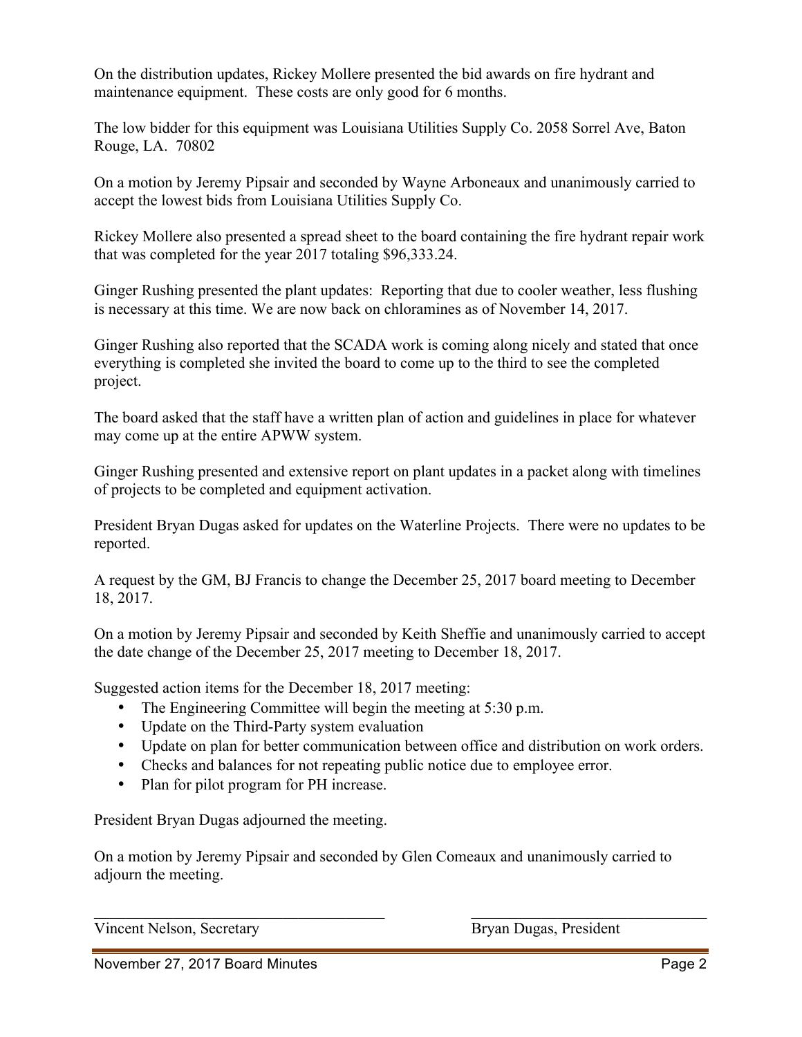On the distribution updates, Rickey Mollere presented the bid awards on fire hydrant and maintenance equipment. These costs are only good for 6 months.

The low bidder for this equipment was Louisiana Utilities Supply Co. 2058 Sorrel Ave, Baton Rouge, LA. 70802

On a motion by Jeremy Pipsair and seconded by Wayne Arboneaux and unanimously carried to accept the lowest bids from Louisiana Utilities Supply Co.

Rickey Mollere also presented a spread sheet to the board containing the fire hydrant repair work that was completed for the year 2017 totaling $96,333.24.

Ginger Rushing presented the plant updates: Reporting that due to cooler weather, less flushing is necessary at this time. We are now back on chloramines as of November 14, 2017.

Ginger Rushing also reported that the SCADA work is coming along nicely and stated that once everything is completed she invited the board to come up to the third to see the completed project.

The board asked that the staff have a written plan of action and guidelines in place for whatever may come up at the entire APWW system.

Ginger Rushing presented and extensive report on plant updates in a packet along with timelines of projects to be completed and equipment activation.

President Bryan Dugas asked for updates on the Waterline Projects. There were no updates to be reported.

A request by the GM, BJ Francis to change the December 25, 2017 board meeting to December 18, 2017.

On a motion by Jeremy Pipsair and seconded by Keith Sheffie and unanimously carried to accept the date change of the December 25, 2017 meeting to December 18, 2017.

Suggested action items for the December 18, 2017 meeting:

- The Engineering Committee will begin the meeting at 5:30 p.m.
- Update on the Third-Party system evaluation
- Update on plan for better communication between office and distribution on work orders.
- Checks and balances for not repeating public notice due to employee error.
- Plan for pilot program for PH increase.

President Bryan Dugas adjourned the meeting.

On a motion by Jeremy Pipsair and seconded by Glen Comeaux and unanimously carried to adjourn the meeting.

Vincent Nelson, Secretary

Bryan Dugas, President